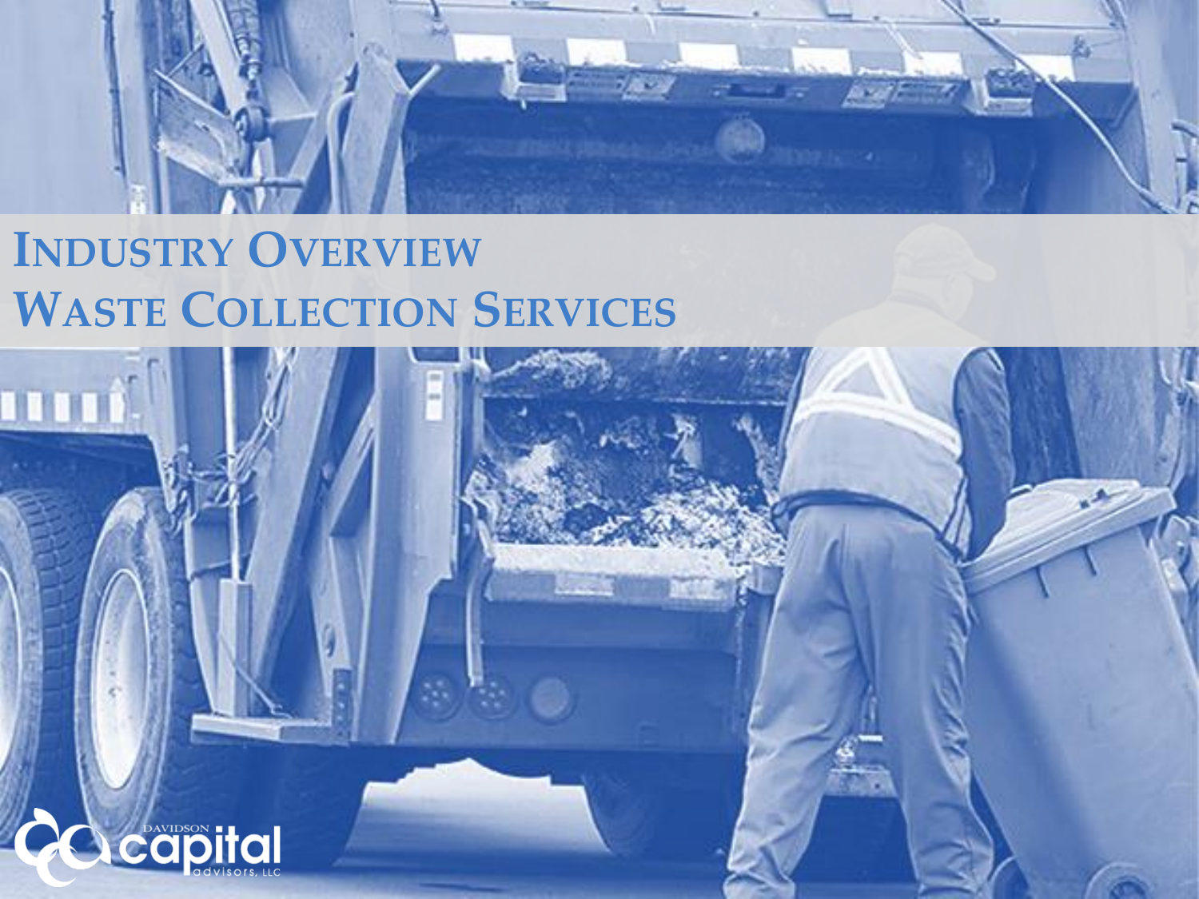# Industry Overview
# Waste Collection Services

Davidson capital advisors, LLC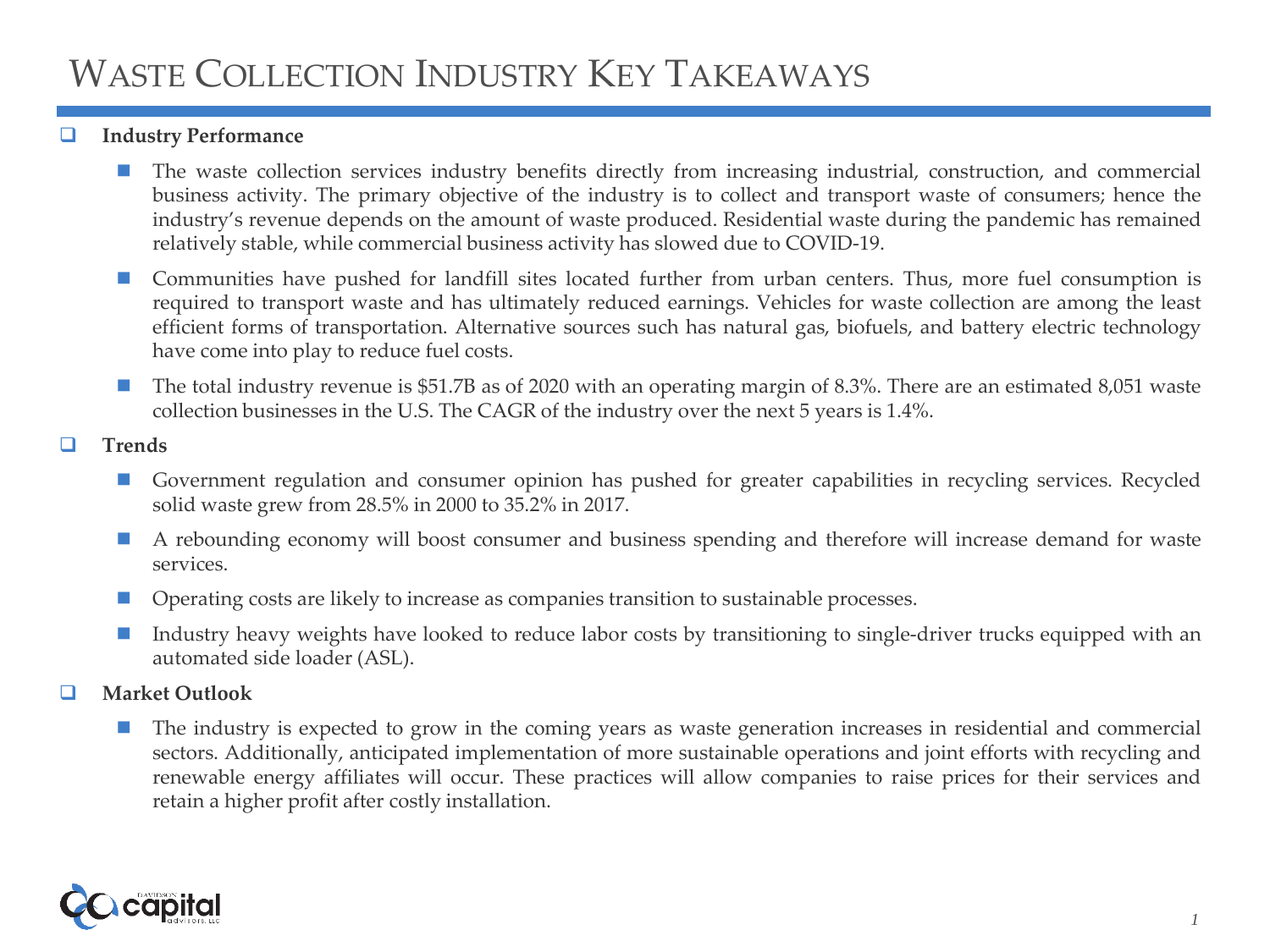# Waste Collection Industry Key Takeaways

- **Industry Performance**
  - The waste collection services industry benefits directly from increasing industrial, construction, and commercial business activity. The primary objective of the industry is to collect and transport waste of consumers; hence the industry's revenue depends on the amount of waste produced. Residential waste during the pandemic has remained relatively stable, while commercial business activity has slowed due to COVID-19.
  - Communities have pushed for landfill sites located further from urban centers. Thus, more fuel consumption is required to transport waste and has ultimately reduced earnings. Vehicles for waste collection are among the least efficient forms of transportation. Alternative sources such has natural gas, biofuels, and battery electric technology have come into play to reduce fuel costs.
  - The total industry revenue is $51.7B as of 2020 with an operating margin of 8.3%. There are an estimated 8,051 waste collection businesses in the U.S. The CAGR of the industry over the next 5 years is 1.4%.
- **Trends**
  - Government regulation and consumer opinion has pushed for greater capabilities in recycling services. Recycled solid waste grew from 28.5% in 2000 to 35.2% in 2017.
  - A rebounding economy will boost consumer and business spending and therefore will increase demand for waste services.
  - Operating costs are likely to increase as companies transition to sustainable processes.
  - Industry heavy weights have looked to reduce labor costs by transitioning to single-driver trucks equipped with an automated side loader (ASL).
- **Market Outlook**
  - The industry is expected to grow in the coming years as waste generation increases in residential and commercial sectors. Additionally, anticipated implementation of more sustainable operations and joint efforts with recycling and renewable energy affiliates will occur. These practices will allow companies to raise prices for their services and retain a higher profit after costly installation.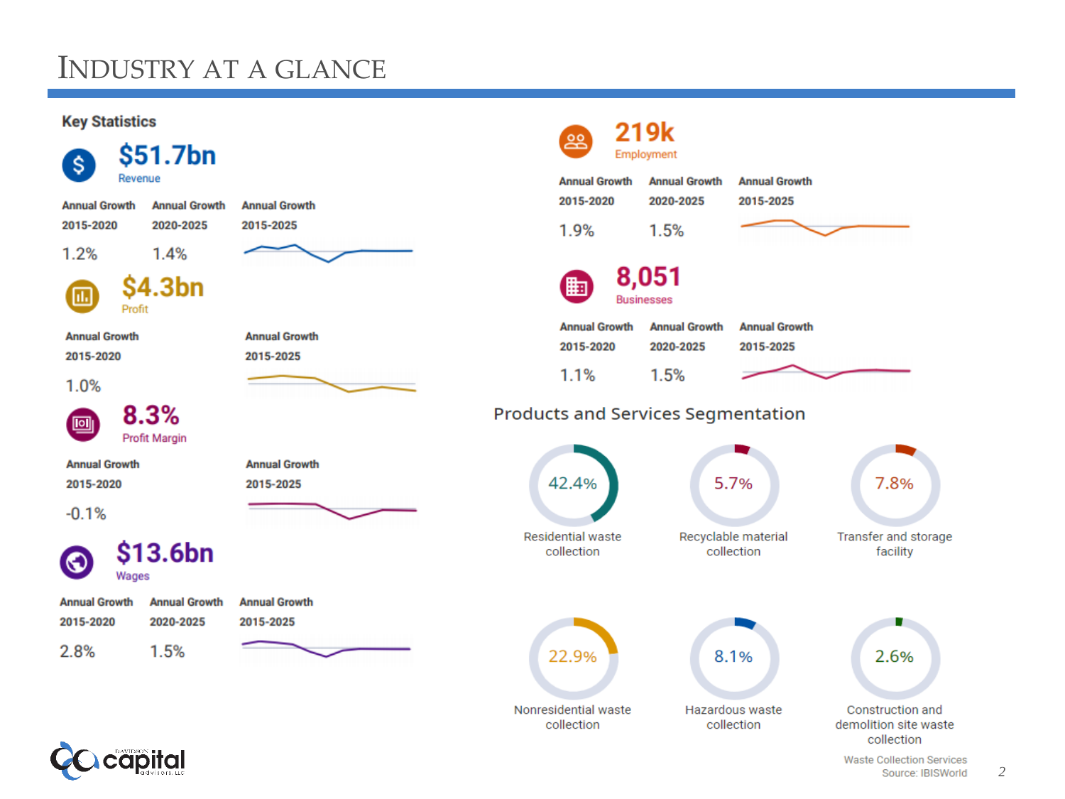# Industry at a Glance

## Key Statistics

**$51.7bn**
Revenue

| Annual Growth 2015-2020 | Annual Growth 2020-2025 | Annual Growth 2015-2025 |
|---|---|---|
| 1.2% | 1.4% | |

**$4.3bn**
Profit

| Annual Growth 2015-2020 | Annual Growth 2015-2025 |
|---|---|
| 1.0% | |

**8.3%**
Profit Margin

| Annual Growth 2015-2020 | Annual Growth 2015-2025 |
|---|---|
| -0.1% | |

**$13.6bn**
Wages

| Annual Growth 2015-2020 | Annual Growth 2020-2025 | Annual Growth 2015-2025 |
|---|---|---|
| 2.8% | 1.5% | |

**219k**
Employment

| Annual Growth 2015-2020 | Annual Growth 2020-2025 | Annual Growth 2015-2025 |
|---|---|---|
| 1.9% | 1.5% | |

**8,051**
Businesses

| Annual Growth 2015-2020 | Annual Growth 2020-2025 | Annual Growth 2015-2025 |
|---|---|---|
| 1.1% | 1.5% | |

## Products and Services Segmentation

| Segment | Share |
|---|---|
| Residential waste collection | 42.4% |
| Recyclable material collection | 5.7% |
| Transfer and storage facility | 7.8% |
| Nonresidential waste collection | 22.9% |
| Hazardous waste collection | 8.1% |
| Construction and demolition site waste collection | 2.6% |

Waste Collection Services
Source: IBISWorld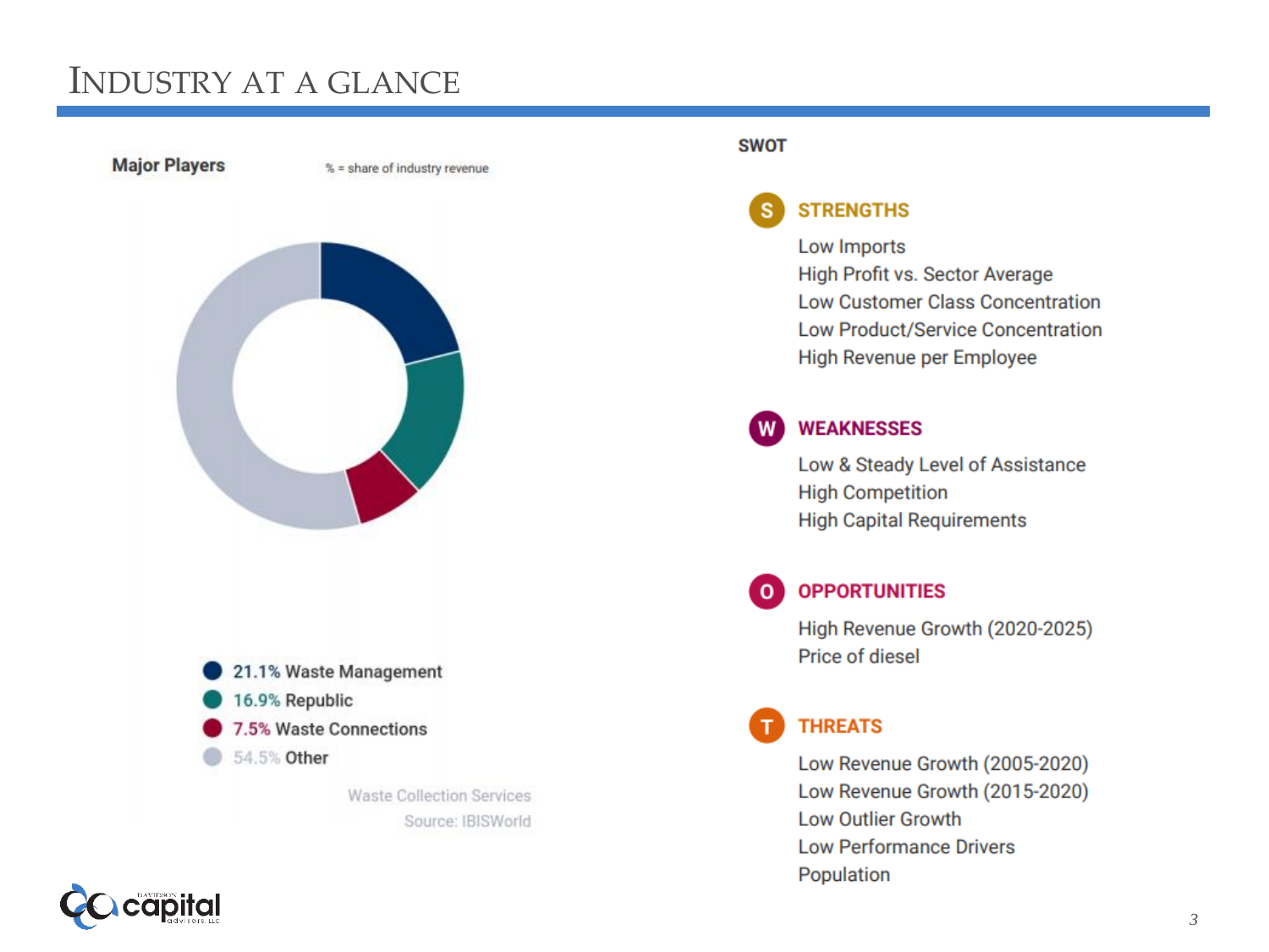# Industry at a Glance

## Major Players

% = share of industry revenue

- 21.1% Waste Management
- 16.9% Republic
- 7.5% Waste Connections
- 54.5% Other

Waste Collection Services

Source: IBISWorld

## SWOT

### STRENGTHS

- Low Imports
- High Profit vs. Sector Average
- Low Customer Class Concentration
- Low Product/Service Concentration
- High Revenue per Employee

### WEAKNESSES

- Low & Steady Level of Assistance
- High Competition
- High Capital Requirements

### OPPORTUNITIES

- High Revenue Growth (2020-2025)
- Price of diesel

### THREATS

- Low Revenue Growth (2005-2020)
- Low Revenue Growth (2015-2020)
- Low Outlier Growth
- Low Performance Drivers
- Population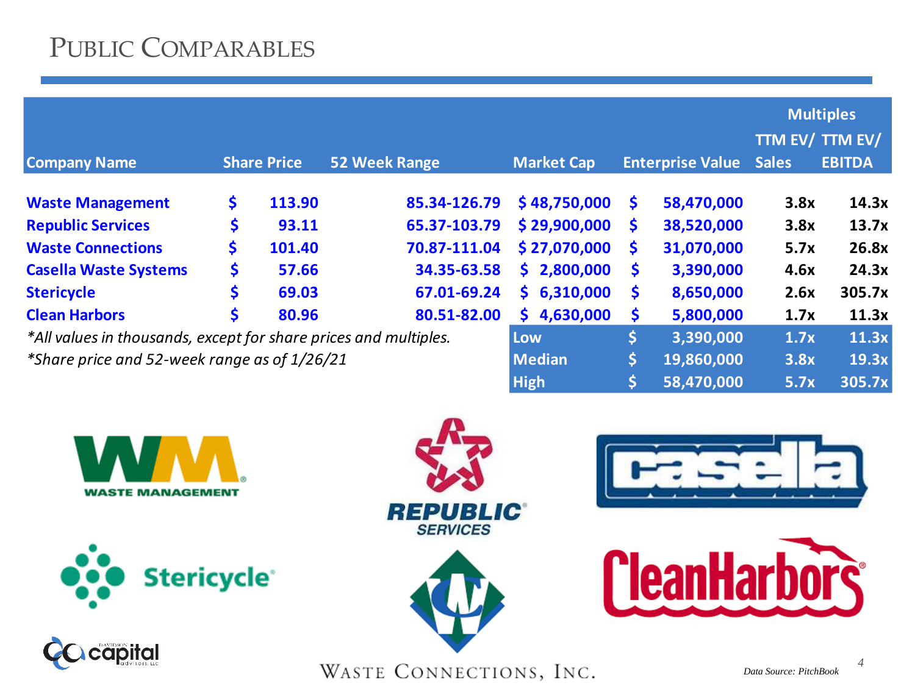# Public Comparables

| Company Name | Share Price | 52 Week Range | Market Cap | Enterprise Value | TTM EV/ Sales | TTM EV/ EBITDA |
|---|---|---|---|---|---|---|
| | | | | | **Multiples** | |
| **Waste Management** | $ 113.90 | 85.34-126.79 | $ 48,750,000 | $ 58,470,000 | 3.8x | 14.3x |
| **Republic Services** | $ 93.11 | 65.37-103.79 | $ 29,900,000 | $ 38,520,000 | 3.8x | 13.7x |
| **Waste Connections** | $ 101.40 | 70.87-111.04 | $ 27,070,000 | $ 31,070,000 | 5.7x | 26.8x |
| **Casella Waste Systems** | $ 57.66 | 34.35-63.58 | $ 2,800,000 | $ 3,390,000 | 4.6x | 24.3x |
| **Stericycle** | $ 69.03 | 67.01-69.24 | $ 6,310,000 | $ 8,650,000 | 2.6x | 305.7x |
| **Clean Harbors** | $ 80.96 | 80.51-82.00 | $ 4,630,000 | $ 5,800,000 | 1.7x | 11.3x |
| | | | **Low** | $ 3,390,000 | 1.7x | 11.3x |
| | | | **Median** | $ 19,860,000 | 3.8x | 19.3x |
| | | | **High** | $ 58,470,000 | 5.7x | 305.7x |

*\*All values in thousands, except for share prices and multiples.*

*\*Share price and 52-week range as of 1/26/21*

Data Source: PitchBook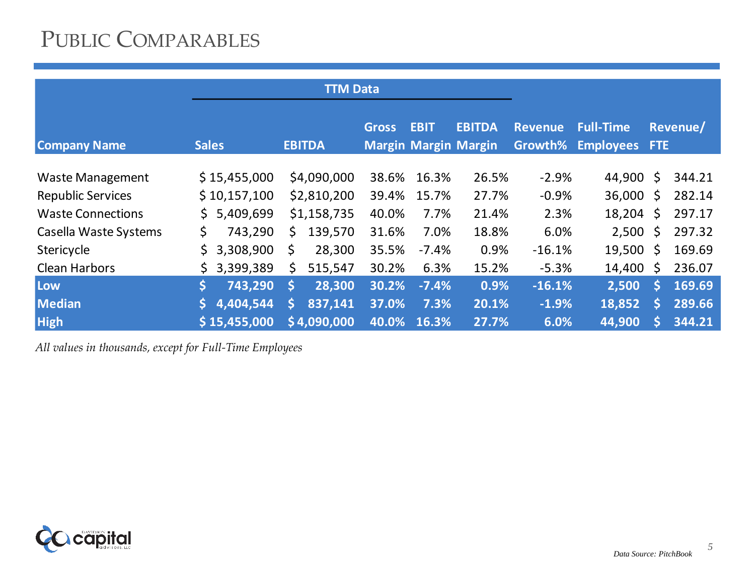# Public Comparables

| | TTM Data | | | | | | | |
|---|---|---|---|---|---|---|---|---|
| **Company Name** | **Sales** | **EBITDA** | **Gross Margin** | **EBIT Margin** | **EBITDA Margin** | **Revenue Growth%** | **Full-Time Employees** | **Revenue/ FTE** |
| Waste Management | $ 15,455,000 | $4,090,000 | 38.6% | 16.3% | 26.5% | -2.9% | 44,900 | $ 344.21 |
| Republic Services | $ 10,157,100 | $2,810,200 | 39.4% | 15.7% | 27.7% | -0.9% | 36,000 | $ 282.14 |
| Waste Connections | $ 5,409,699 | $1,158,735 | 40.0% | 7.7% | 21.4% | 2.3% | 18,204 | $ 297.17 |
| Casella Waste Systems | $ 743,290 | $ 139,570 | 31.6% | 7.0% | 18.8% | 6.0% | 2,500 | $ 297.32 |
| Stericycle | $ 3,308,900 | $ 28,300 | 35.5% | -7.4% | 0.9% | -16.1% | 19,500 | $ 169.69 |
| Clean Harbors | $ 3,399,389 | $ 515,547 | 30.2% | 6.3% | 15.2% | -5.3% | 14,400 | $ 236.07 |
| **Low** | **$ 743,290** | **$ 28,300** | **30.2%** | **-7.4%** | **0.9%** | **-16.1%** | **2,500** | **$ 169.69** |
| **Median** | **$ 4,404,544** | **$ 837,141** | **37.0%** | **7.3%** | **20.1%** | **-1.9%** | **18,852** | **$ 289.66** |
| **High** | **$ 15,455,000** | **$ 4,090,000** | **40.0%** | **16.3%** | **27.7%** | **6.0%** | **44,900** | **$ 344.21** |

*All values in thousands, except for Full-Time Employees*

Data Source: PitchBook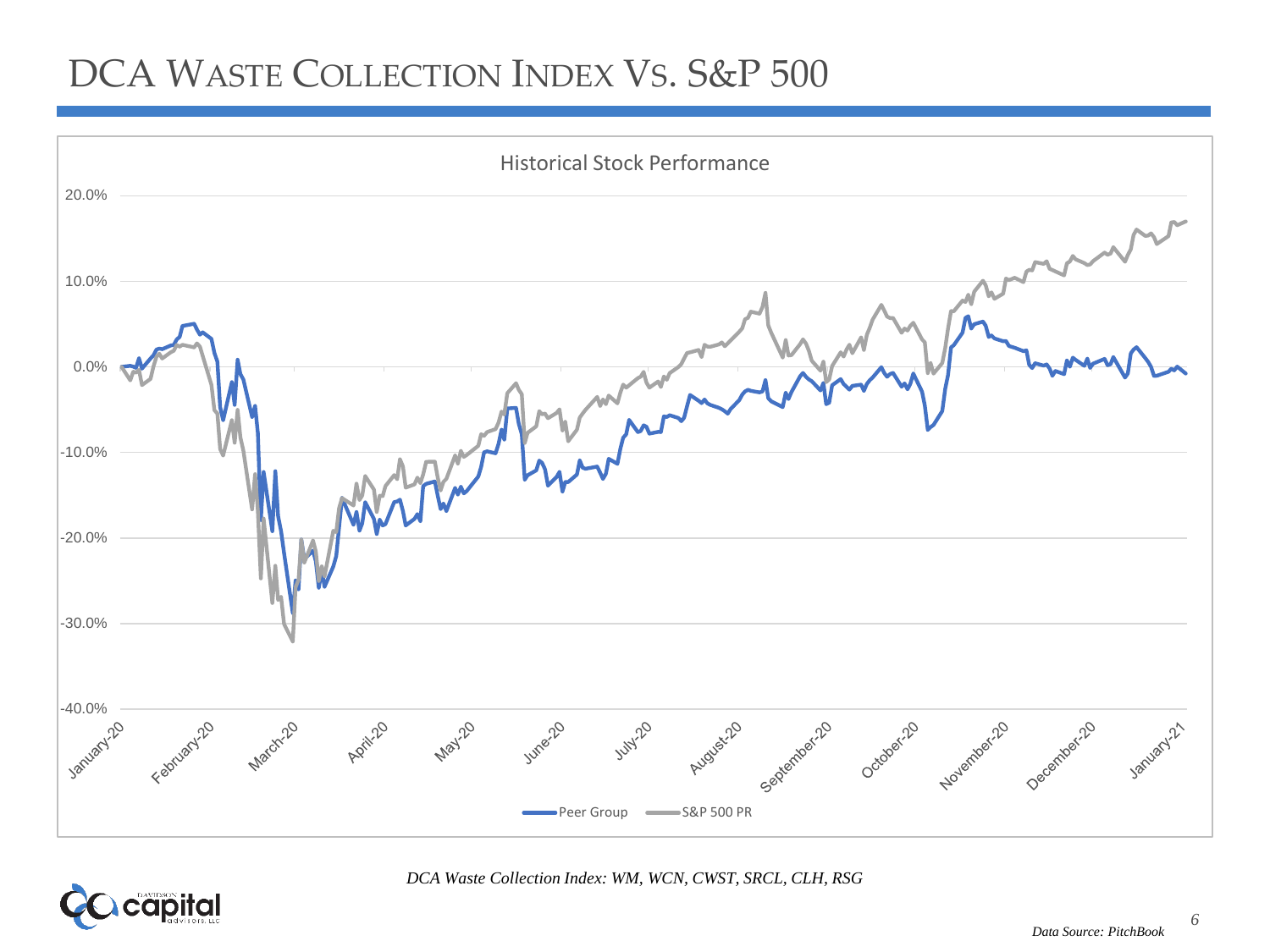# DCA Waste Collection Index Vs. S&P 500

Historical Stock Performance

20.0%
10.0%
0.0%
-10.0%
-20.0%
-30.0%
-40.0%

January-20, February-20, March-20, April-20, May-20, June-20, July-20, August-20, September-20, October-20, November-20, December-20, January-21

Peer Group — S&P 500 PR

*DCA Waste Collection Index: WM, WCN, CWST, SRCL, CLH, RSG*

*Data Source: PitchBook*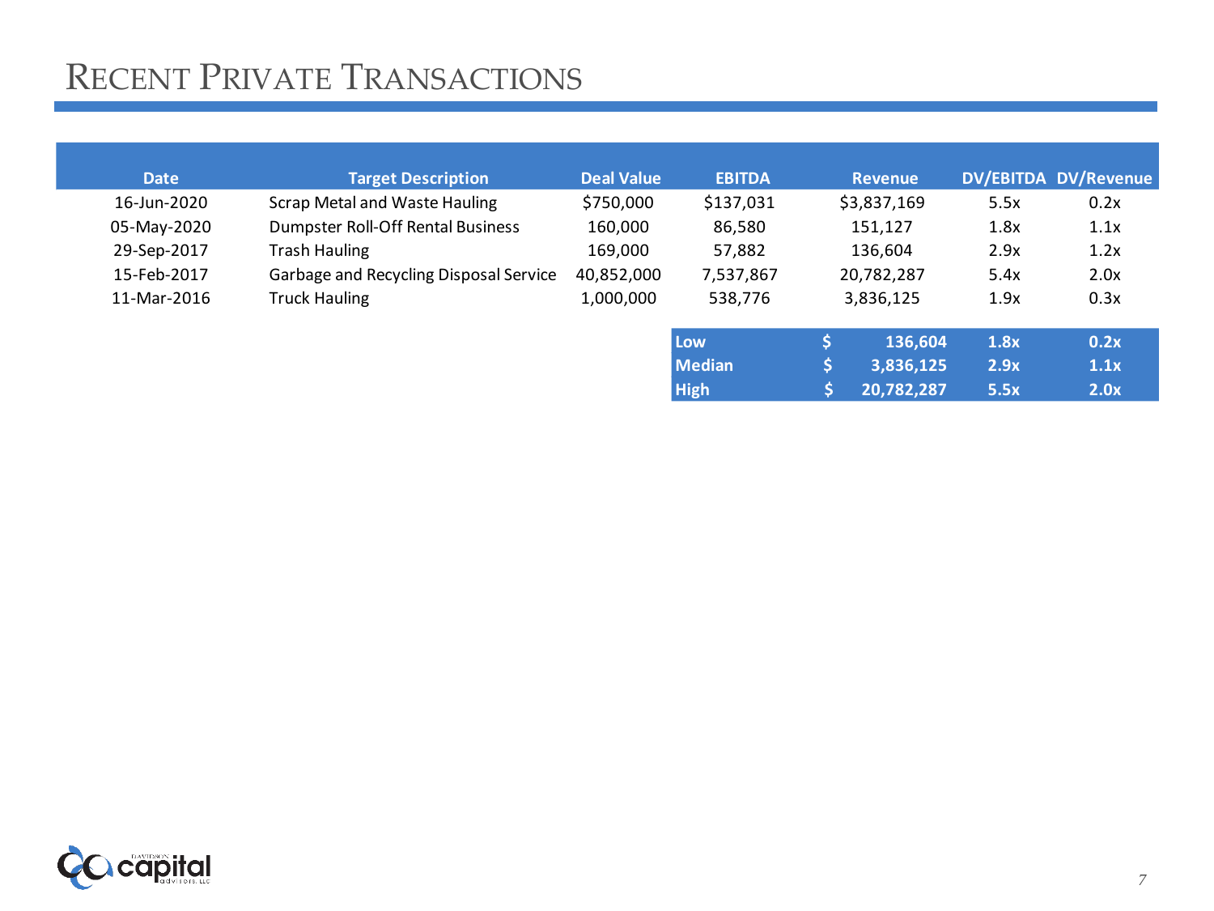# Recent Private Transactions

| Date | Target Description | Deal Value | EBITDA | Revenue | DV/EBITDA | DV/Revenue |
|---|---|---|---|---|---|---|
| 16-Jun-2020 | Scrap Metal and Waste Hauling | $750,000 | $137,031 | $3,837,169 | 5.5x | 0.2x |
| 05-May-2020 | Dumpster Roll-Off Rental Business | 160,000 | 86,580 | 151,127 | 1.8x | 1.1x |
| 29-Sep-2017 | Trash Hauling | 169,000 | 57,882 | 136,604 | 2.9x | 1.2x |
| 15-Feb-2017 | Garbage and Recycling Disposal Service | 40,852,000 | 7,537,867 | 20,782,287 | 5.4x | 2.0x |
| 11-Mar-2016 | Truck Hauling | 1,000,000 | 538,776 | 3,836,125 | 1.9x | 0.3x |
| | | | **Low** | **$ 136,604** | **1.8x** | **0.2x** |
| | | | **Median** | **$ 3,836,125** | **2.9x** | **1.1x** |
| | | | **High** | **$ 20,782,287** | **5.5x** | **2.0x** |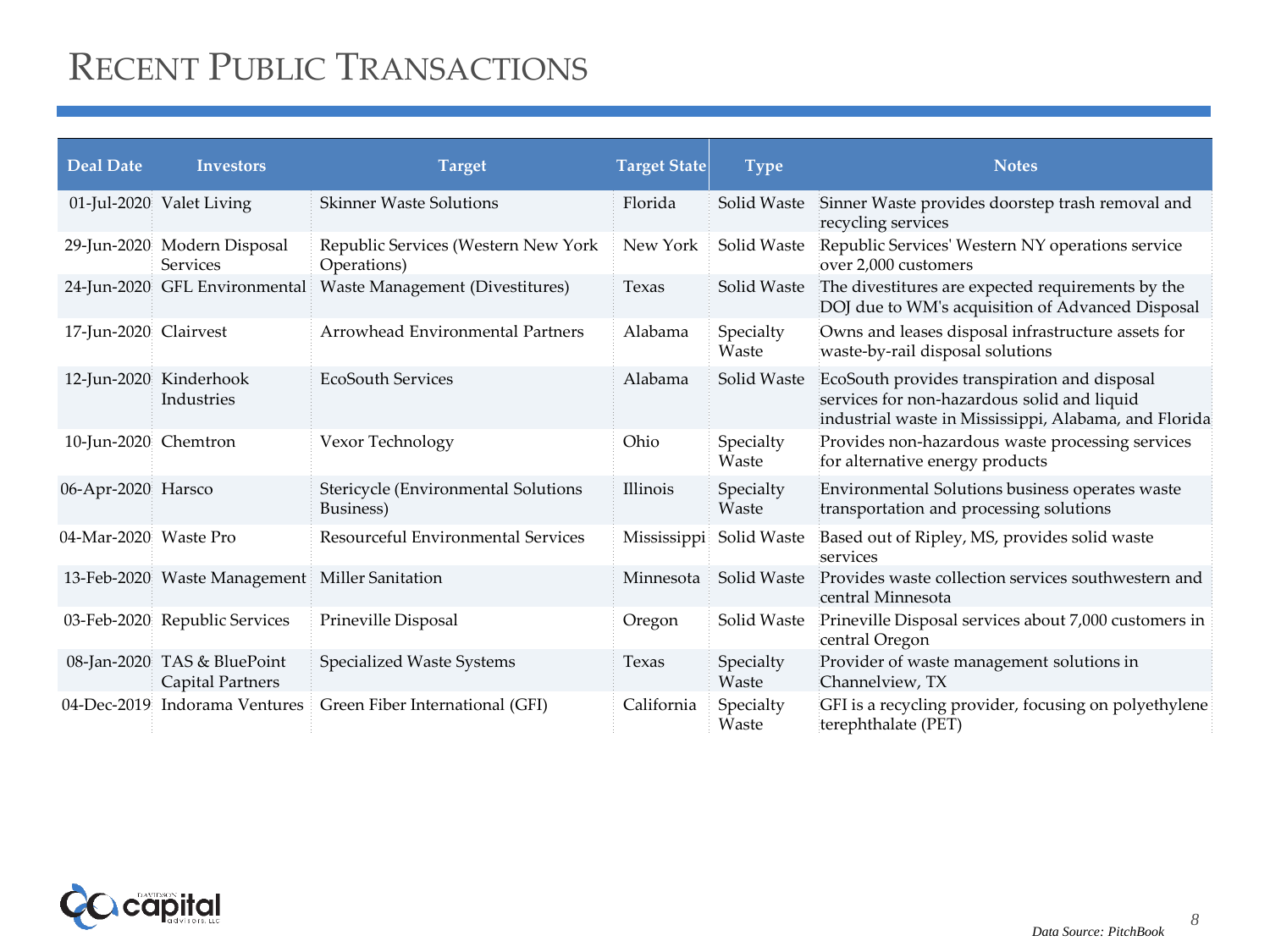# Recent Public Transactions

| Deal Date | Investors | Target | Target State | Type | Notes |
| --- | --- | --- | --- | --- | --- |
| 01-Jul-2020 | Valet Living | Skinner Waste Solutions | Florida | Solid Waste | Sinner Waste provides doorstep trash removal and recycling services |
| 29-Jun-2020 | Modern Disposal Services | Republic Services (Western New York Operations) | New York | Solid Waste | Republic Services' Western NY operations service over 2,000 customers |
| 24-Jun-2020 | GFL Environmental | Waste Management (Divestitures) | Texas | Solid Waste | The divestitures are expected requirements by the DOJ due to WM's acquisition of Advanced Disposal |
| 17-Jun-2020 | Clairvest | Arrowhead Environmental Partners | Alabama | Specialty Waste | Owns and leases disposal infrastructure assets for waste-by-rail disposal solutions |
| 12-Jun-2020 | Kinderhook Industries | EcoSouth Services | Alabama | Solid Waste | EcoSouth provides transpiration and disposal services for non-hazardous solid and liquid industrial waste in Mississippi, Alabama, and Florida |
| 10-Jun-2020 | Chemtron | Vexor Technology | Ohio | Specialty Waste | Provides non-hazardous waste processing services for alternative energy products |
| 06-Apr-2020 | Harsco | Stericycle (Environmental Solutions Business) | Illinois | Specialty Waste | Environmental Solutions business operates waste transportation and processing solutions |
| 04-Mar-2020 | Waste Pro | Resourceful Environmental Services | Mississippi | Solid Waste | Based out of Ripley, MS, provides solid waste services |
| 13-Feb-2020 | Waste Management | Miller Sanitation | Minnesota | Solid Waste | Provides waste collection services southwestern and central Minnesota |
| 03-Feb-2020 | Republic Services | Prineville Disposal | Oregon | Solid Waste | Prineville Disposal services about 7,000 customers in central Oregon |
| 08-Jan-2020 | TAS & BluePoint Capital Partners | Specialized Waste Systems | Texas | Specialty Waste | Provider of waste management solutions in Channelview, TX |
| 04-Dec-2019 | Indorama Ventures | Green Fiber International (GFI) | California | Specialty Waste | GFI is a recycling provider, focusing on polyethylene terephthalate (PET) |

*Data Source: PitchBook*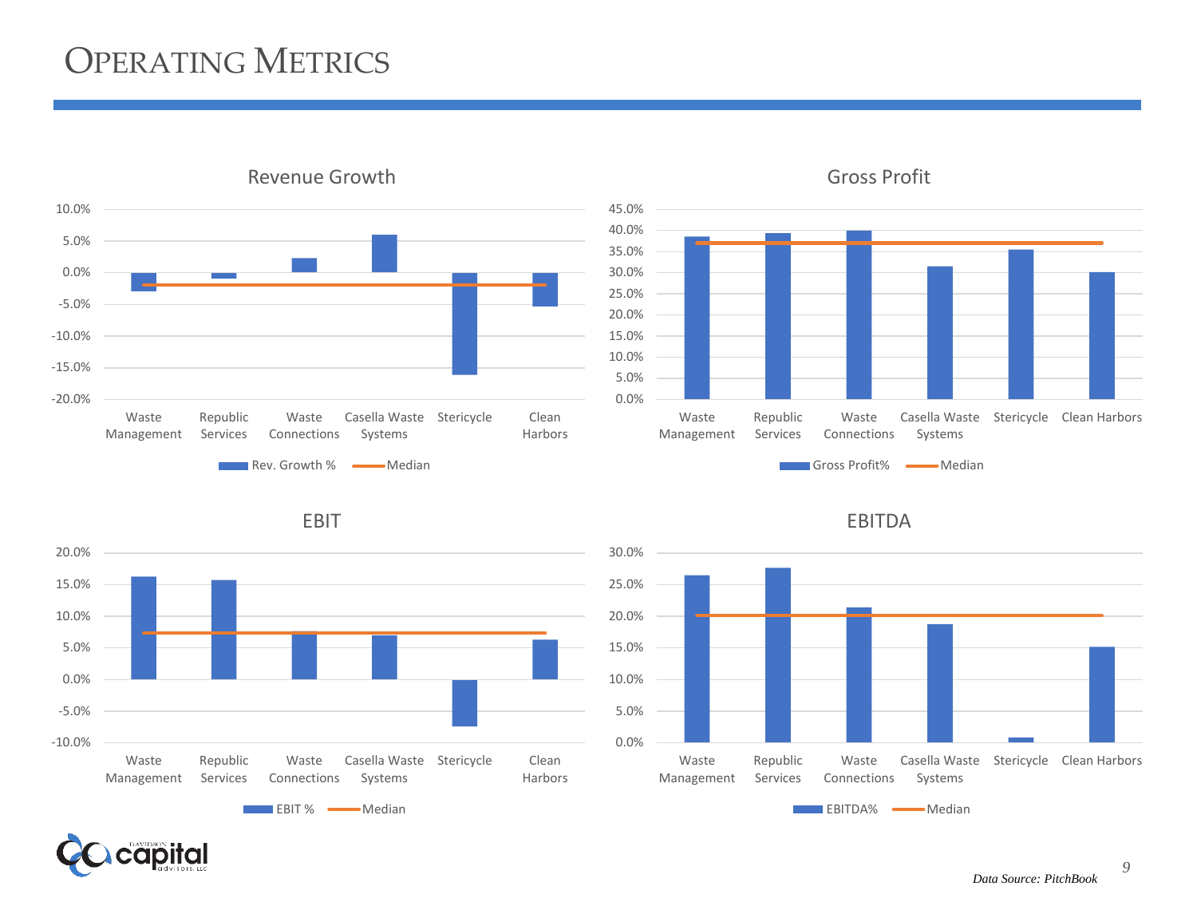# Operating Metrics

## Revenue Growth

Rev. Growth % — Median

Companies: Waste Management, Republic Services, Waste Connections, Casella Waste Systems, Stericycle, Clean Harbors

## Gross Profit

Gross Profit% — Median

Companies: Waste Management, Republic Services, Waste Connections, Casella Waste Systems, Stericycle, Clean Harbors

## EBIT

EBIT % — Median

Companies: Waste Management, Republic Services, Waste Connections, Casella Waste Systems, Stericycle, Clean Harbors

## EBITDA

EBITDA% — Median

Companies: Waste Management, Republic Services, Waste Connections, Casella Waste Systems, Stericycle, Clean Harbors

*Data Source: PitchBook*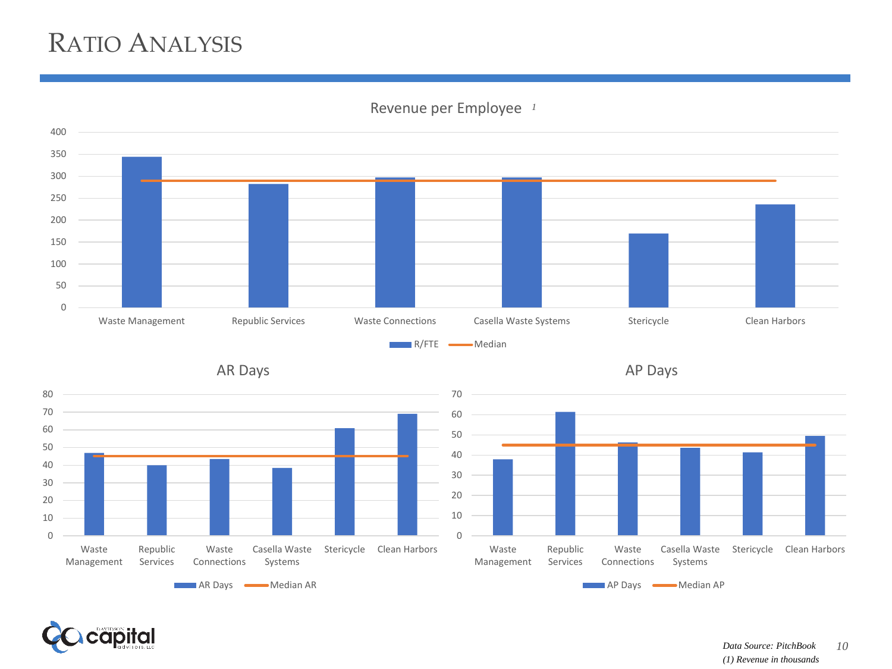# Ratio Analysis

Revenue per Employee [1]

R/FTE | Median

Waste Management | Republic Services | Waste Connections | Casella Waste Systems | Stericycle | Clean Harbors

AR Days

AR Days | Median AR

Waste Management | Republic Services | Waste Connections | Casella Waste Systems | Stericycle | Clean Harbors

AP Days

AP Days | Median AP

Waste Management | Republic Services | Waste Connections | Casella Waste Systems | Stericycle | Clean Harbors

*Data Source: PitchBook*

*(1) Revenue in thousands*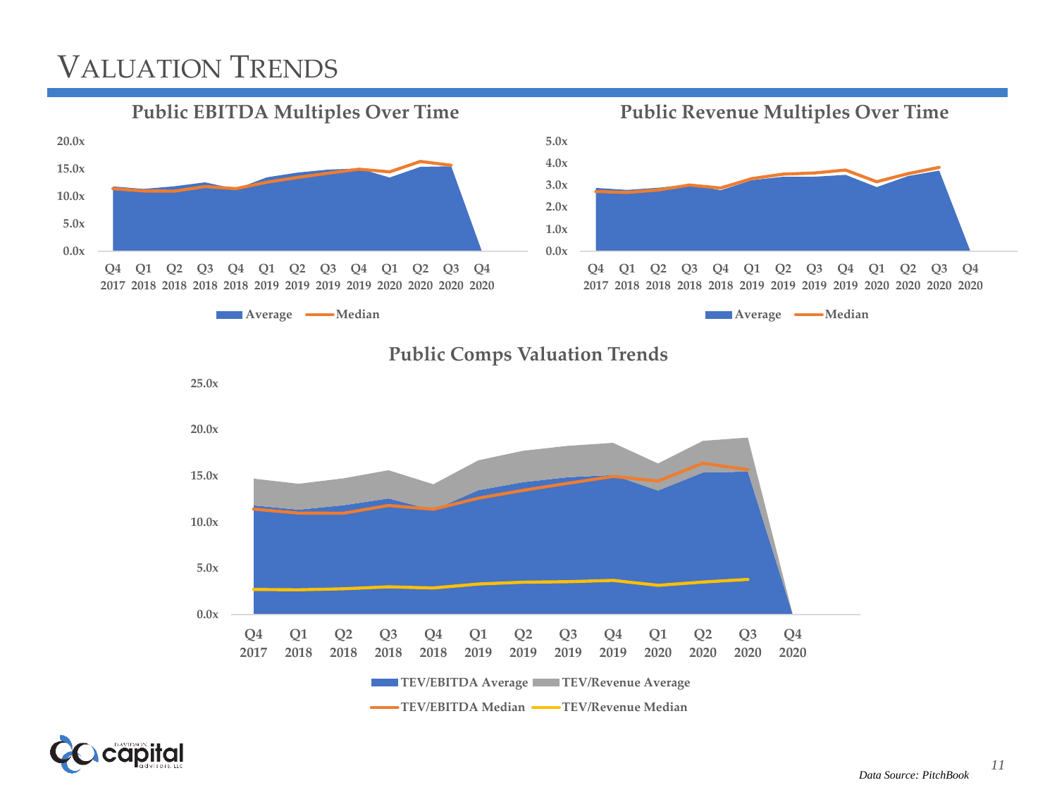# Valuation Trends

## Public EBITDA Multiples Over Time

20.0x
15.0x
10.0x
5.0x
0.0x

Q4 2017 | Q1 2018 | Q2 2018 | Q3 2018 | Q4 2018 | Q1 2019 | Q2 2019 | Q3 2019 | Q4 2019 | Q1 2020 | Q2 2020 | Q3 2020 | Q4 2020

Average — Median

## Public Revenue Multiples Over Time

5.0x
4.0x
3.0x
2.0x
1.0x
0.0x

Q4 2017 | Q1 2018 | Q2 2018 | Q3 2018 | Q4 2018 | Q1 2019 | Q2 2019 | Q3 2019 | Q4 2019 | Q1 2020 | Q2 2020 | Q3 2020 | Q4 2020

Average — Median

## Public Comps Valuation Trends

25.0x
20.0x
15.0x
10.0x
5.0x
0.0x

Q4 2017 | Q1 2018 | Q2 2018 | Q3 2018 | Q4 2018 | Q1 2019 | Q2 2019 | Q3 2019 | Q4 2019 | Q1 2020 | Q2 2020 | Q3 2020 | Q4 2020

TEV/EBITDA Average — TEV/Revenue Average — TEV/EBITDA Median — TEV/Revenue Median

*Data Source: PitchBook*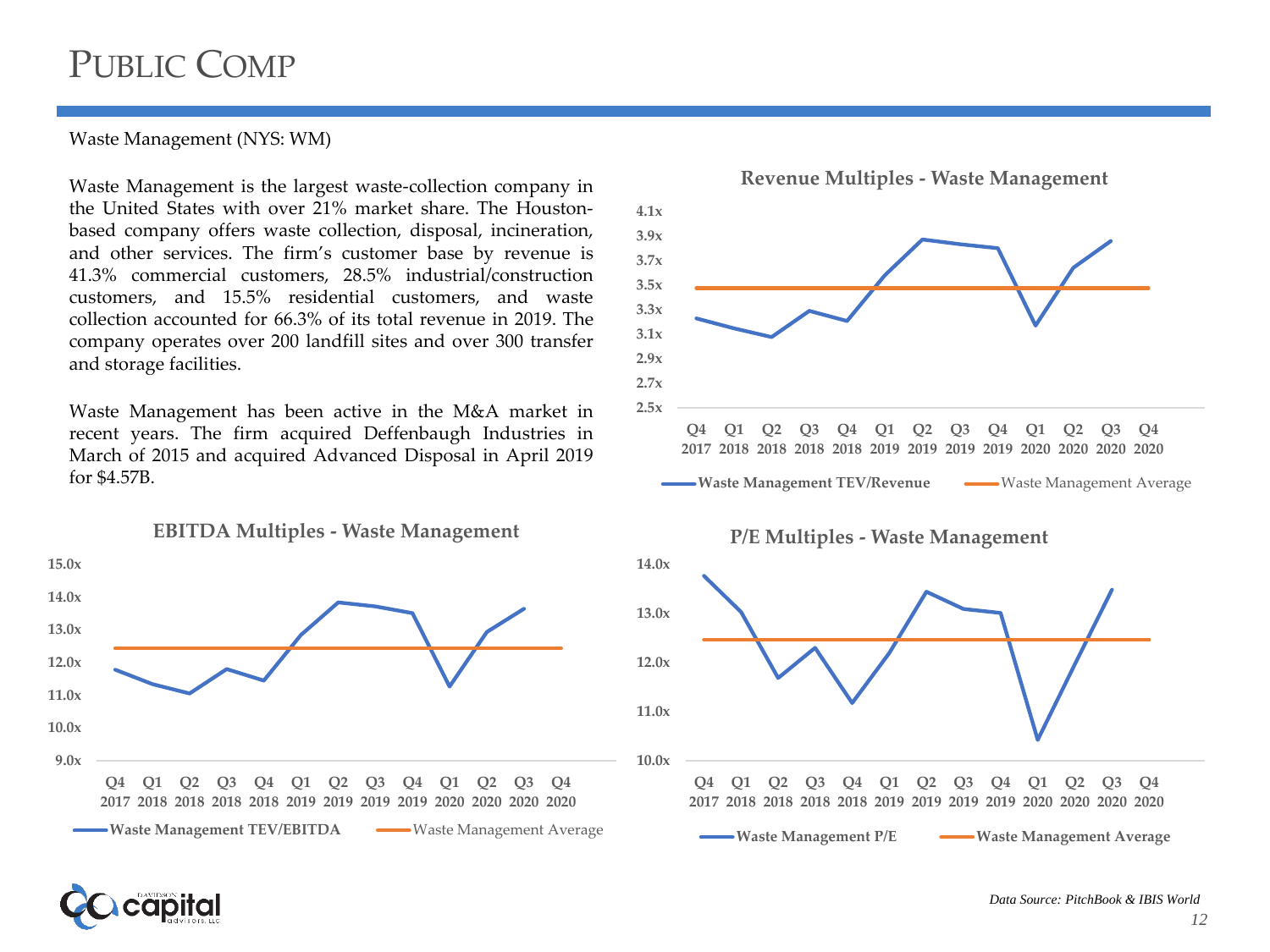# PUBLIC COMP

Waste Management (NYS: WM)

Waste Management is the largest waste-collection company in the United States with over 21% market share. The Houston-based company offers waste collection, disposal, incineration, and other services. The firm's customer base by revenue is 41.3% commercial customers, 28.5% industrial/construction customers, and 15.5% residential customers, and waste collection accounted for 66.3% of its total revenue in 2019. The company operates over 200 landfill sites and over 300 transfer and storage facilities.

Waste Management has been active in the M&A market in recent years. The firm acquired Deffenbaugh Industries in March of 2015 and acquired Advanced Disposal in April 2019 for $4.57B.

**Revenue Multiples - Waste Management**

Y-axis: 2.5x–4.1x. X-axis: Q4 2017 through Q4 2020.

Legend: Waste Management TEV/Revenue; Waste Management Average

**EBITDA Multiples - Waste Management**

Y-axis: 9.0x–15.0x. X-axis: Q4 2017 through Q4 2020.

Legend: Waste Management TEV/EBITDA; Waste Management Average

**P/E Multiples - Waste Management**

Y-axis: 10.0x–14.0x. X-axis: Q4 2017 through Q4 2020.

Legend: Waste Management P/E; Waste Management Average

*Data Source: PitchBook & IBIS World*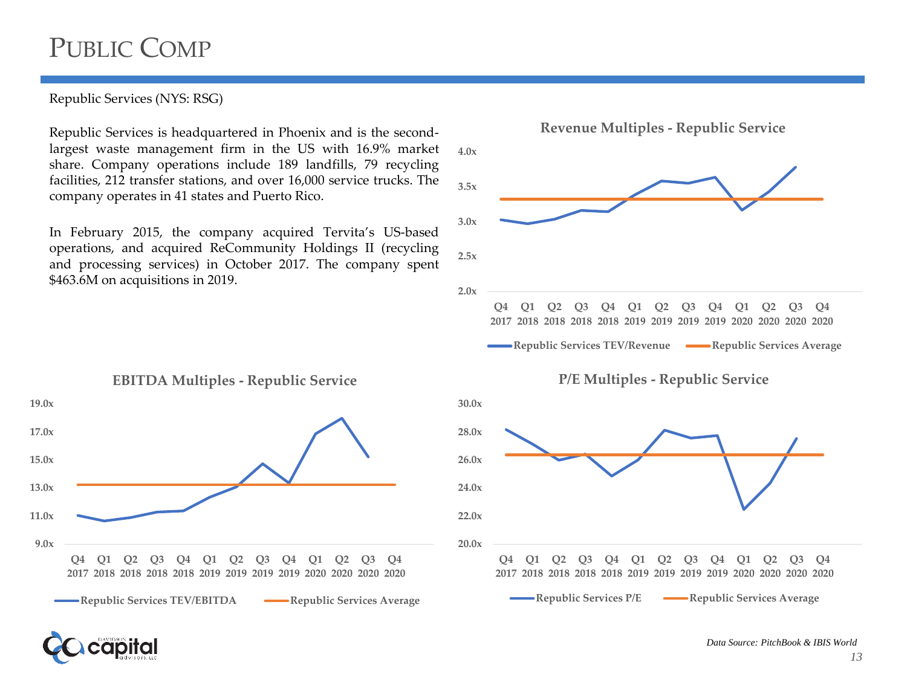# PUBLIC COMP

Republic Services (NYS: RSG)

Republic Services is headquartered in Phoenix and is the second-largest waste management firm in the US with 16.9% market share. Company operations include 189 landfills, 79 recycling facilities, 212 transfer stations, and over 16,000 service trucks. The company operates in 41 states and Puerto Rico.

In February 2015, the company acquired Tervita's US-based operations, and acquired ReCommunity Holdings II (recycling and processing services) in October 2017. The company spent $463.6M on acquisitions in 2019.

**Revenue Multiples - Republic Service**

Y-axis: 2.0x, 2.5x, 3.0x, 3.5x, 4.0x

X-axis: Q4 2017, Q1 2018, Q2 2018, Q3 2018, Q4 2018, Q1 2019, Q2 2019, Q3 2019, Q4 2019, Q1 2020, Q2 2020, Q3 2020, Q4 2020

Legend: Republic Services TEV/Revenue; Republic Services Average

**EBITDA Multiples - Republic Service**

Y-axis: 9.0x, 11.0x, 13.0x, 15.0x, 17.0x, 19.0x

X-axis: Q4 2017, Q1 2018, Q2 2018, Q3 2018, Q4 2018, Q1 2019, Q2 2019, Q3 2019, Q4 2019, Q1 2020, Q2 2020, Q3 2020, Q4 2020

Legend: Republic Services TEV/EBITDA; Republic Services Average

**P/E Multiples - Republic Service**

Y-axis: 20.0x, 22.0x, 24.0x, 26.0x, 28.0x, 30.0x

X-axis: Q4 2017, Q1 2018, Q2 2018, Q3 2018, Q4 2018, Q1 2019, Q2 2019, Q3 2019, Q4 2019, Q1 2020, Q2 2020, Q3 2020, Q4 2020

Legend: Republic Services P/E; Republic Services Average

*Data Source: PitchBook & IBIS World*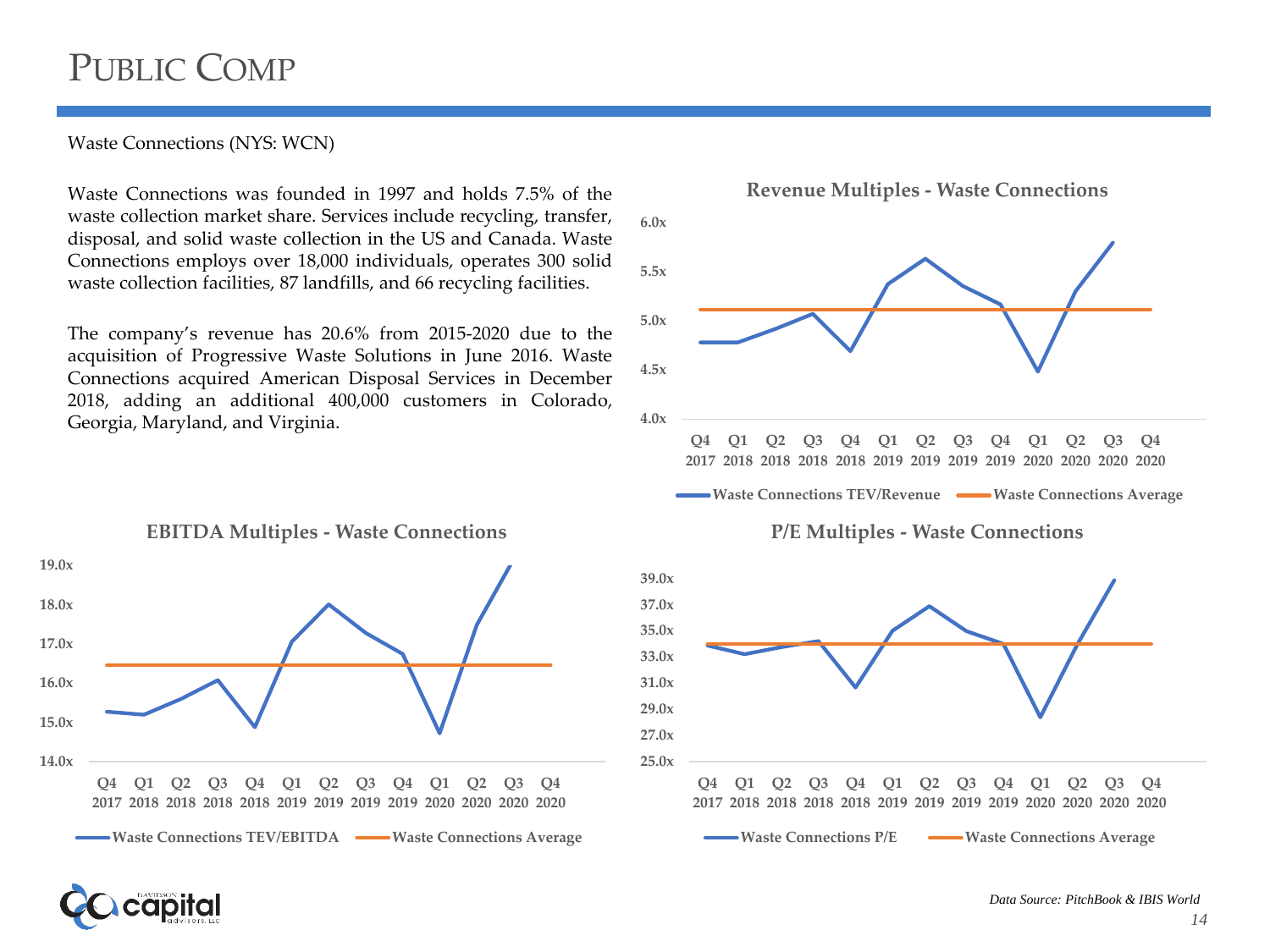# PUBLIC COMP

Waste Connections (NYS: WCN)

Waste Connections was founded in 1997 and holds 7.5% of the waste collection market share. Services include recycling, transfer, disposal, and solid waste collection in the US and Canada. Waste Connections employs over 18,000 individuals, operates 300 solid waste collection facilities, 87 landfills, and 66 recycling facilities.

The company's revenue has 20.6% from 2015-2020 due to the acquisition of Progressive Waste Solutions in June 2016. Waste Connections acquired American Disposal Services in December 2018, adding an additional 400,000 customers in Colorado, Georgia, Maryland, and Virginia.

**Revenue Multiples - Waste Connections**

**EBITDA Multiples - Waste Connections**

**P/E Multiples - Waste Connections**

*Data Source: PitchBook & IBIS World*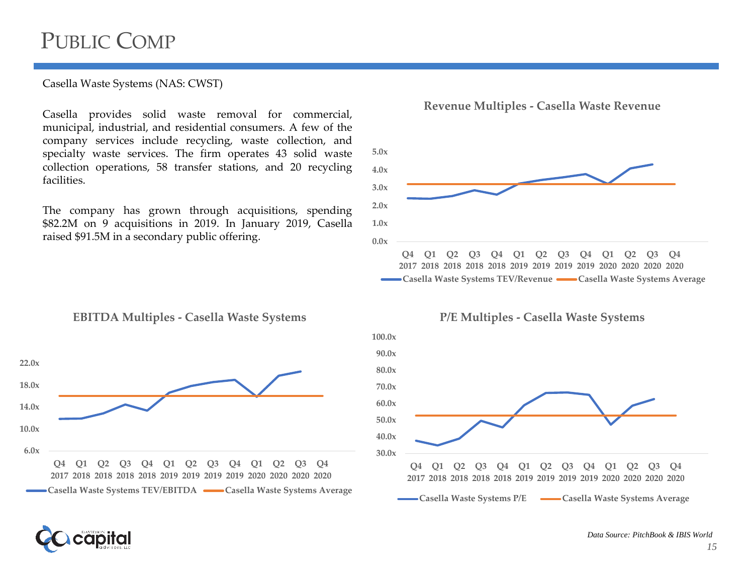# Public Comp

Casella Waste Systems (NAS: CWST)

Casella provides solid waste removal for commercial, municipal, industrial, and residential consumers. A few of the company services include recycling, waste collection, and specialty waste services. The firm operates 43 solid waste collection operations, 58 transfer stations, and 20 recycling facilities.

The company has grown through acquisitions, spending $82.2M on 9 acquisitions in 2019. In January 2019, Casella raised $91.5M in a secondary public offering.

**Revenue Multiples - Casella Waste Revenue**

**EBITDA Multiples - Casella Waste Systems**

**P/E Multiples - Casella Waste Systems**

*Data Source: PitchBook & IBIS World*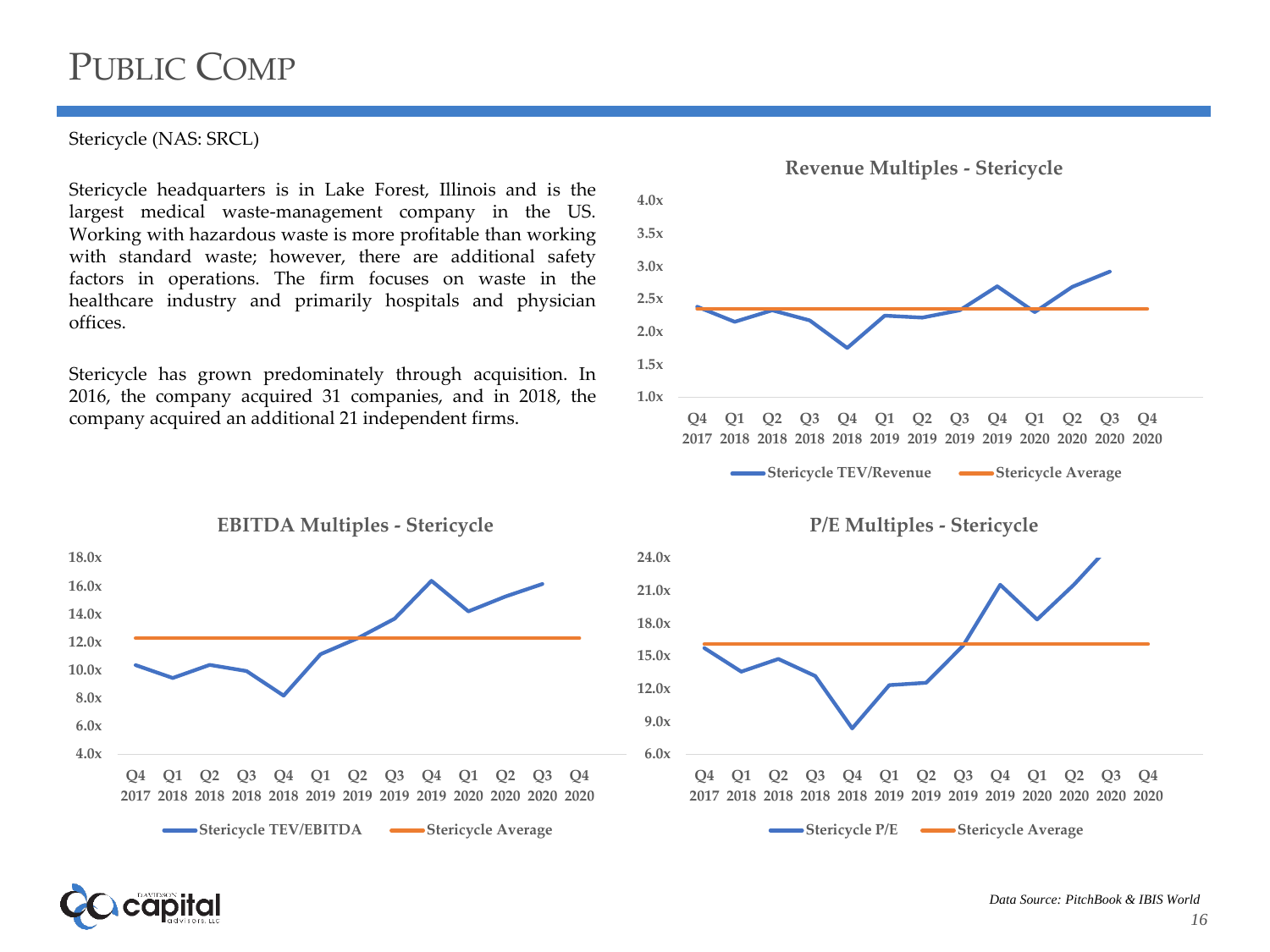# Public Comp

Stericycle (NAS: SRCL)

Stericycle headquarters is in Lake Forest, Illinois and is the largest medical waste-management company in the US. Working with hazardous waste is more profitable than working with standard waste; however, there are additional safety factors in operations. The firm focuses on waste in the healthcare industry and primarily hospitals and physician offices.

Stericycle has grown predominately through acquisition. In 2016, the company acquired 31 companies, and in 2018, the company acquired an additional 21 independent firms.

**Revenue Multiples - Stericycle**

**EBITDA Multiples - Stericycle**

**P/E Multiples - Stericycle**

*Data Source: PitchBook & IBIS World*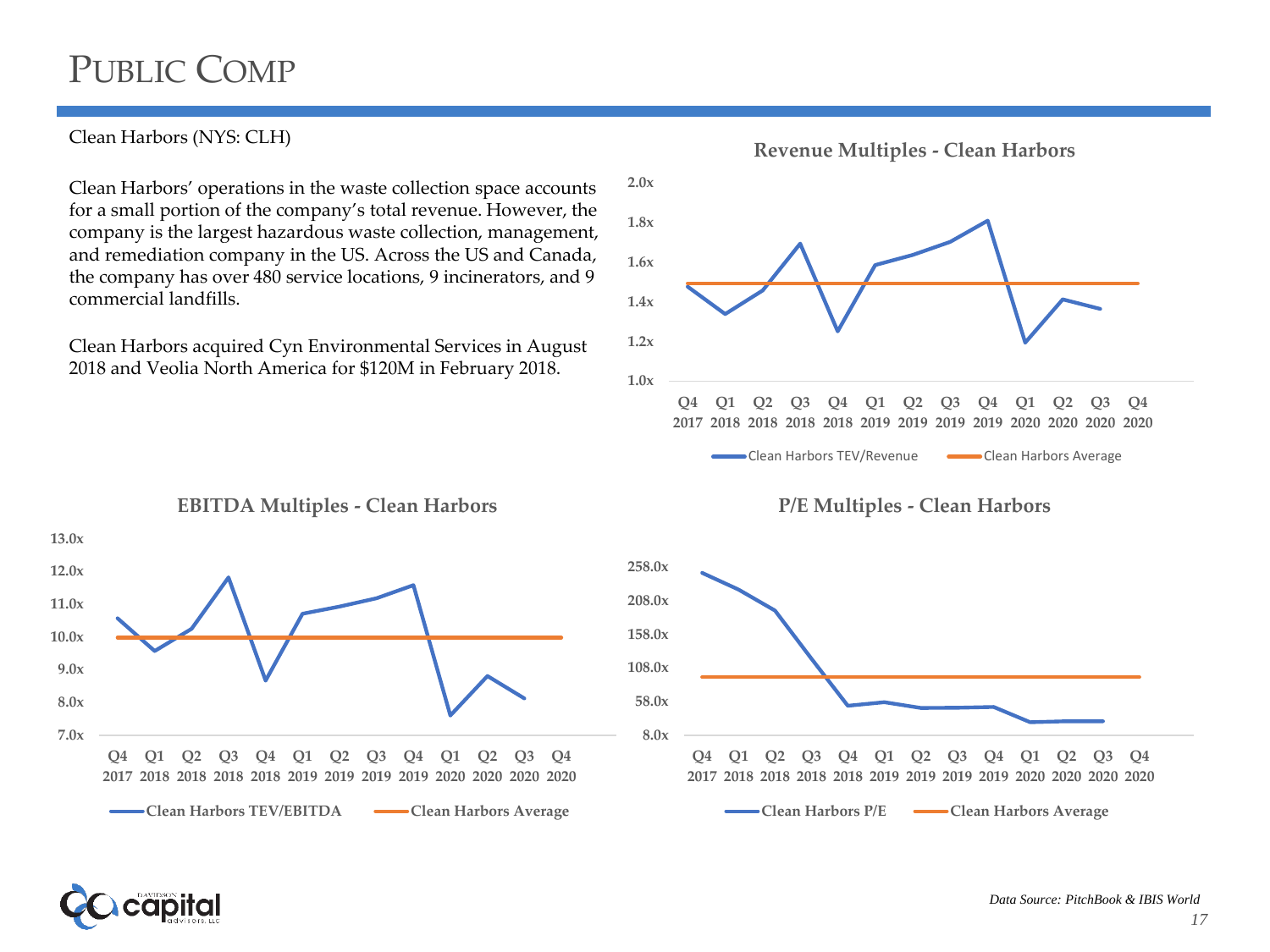# PUBLIC COMP

Clean Harbors (NYS: CLH)

Clean Harbors' operations in the waste collection space accounts for a small portion of the company's total revenue. However, the company is the largest hazardous waste collection, management, and remediation company in the US. Across the US and Canada, the company has over 480 service locations, 9 incinerators, and 9 commercial landfills.

Clean Harbors acquired Cyn Environmental Services in August 2018 and Veolia North America for $120M in February 2018.

**Revenue Multiples - Clean Harbors**

2.0x
1.8x
1.6x
1.4x
1.2x
1.0x

Q4 2017 Q1 2018 Q2 2018 Q3 2018 Q4 2018 Q1 2019 Q2 2019 Q3 2019 Q4 2019 Q1 2020 Q2 2020 Q3 2020 Q4 2020

Clean Harbors TEV/Revenue — Clean Harbors Average

**EBITDA Multiples - Clean Harbors**

13.0x
12.0x
11.0x
10.0x
9.0x
8.0x
7.0x

Q4 2017 Q1 2018 Q2 2018 Q3 2018 Q4 2018 Q1 2019 Q2 2019 Q3 2019 Q4 2019 Q1 2020 Q2 2020 Q3 2020 Q4 2020

Clean Harbors TEV/EBITDA — Clean Harbors Average

**P/E Multiples - Clean Harbors**

258.0x
208.0x
158.0x
108.0x
58.0x
8.0x

Q4 2017 Q1 2018 Q2 2018 Q3 2018 Q4 2018 Q1 2019 Q2 2019 Q3 2019 Q4 2019 Q1 2020 Q2 2020 Q3 2020 Q4 2020

Clean Harbors P/E — Clean Harbors Average

*Data Source: PitchBook & IBIS World*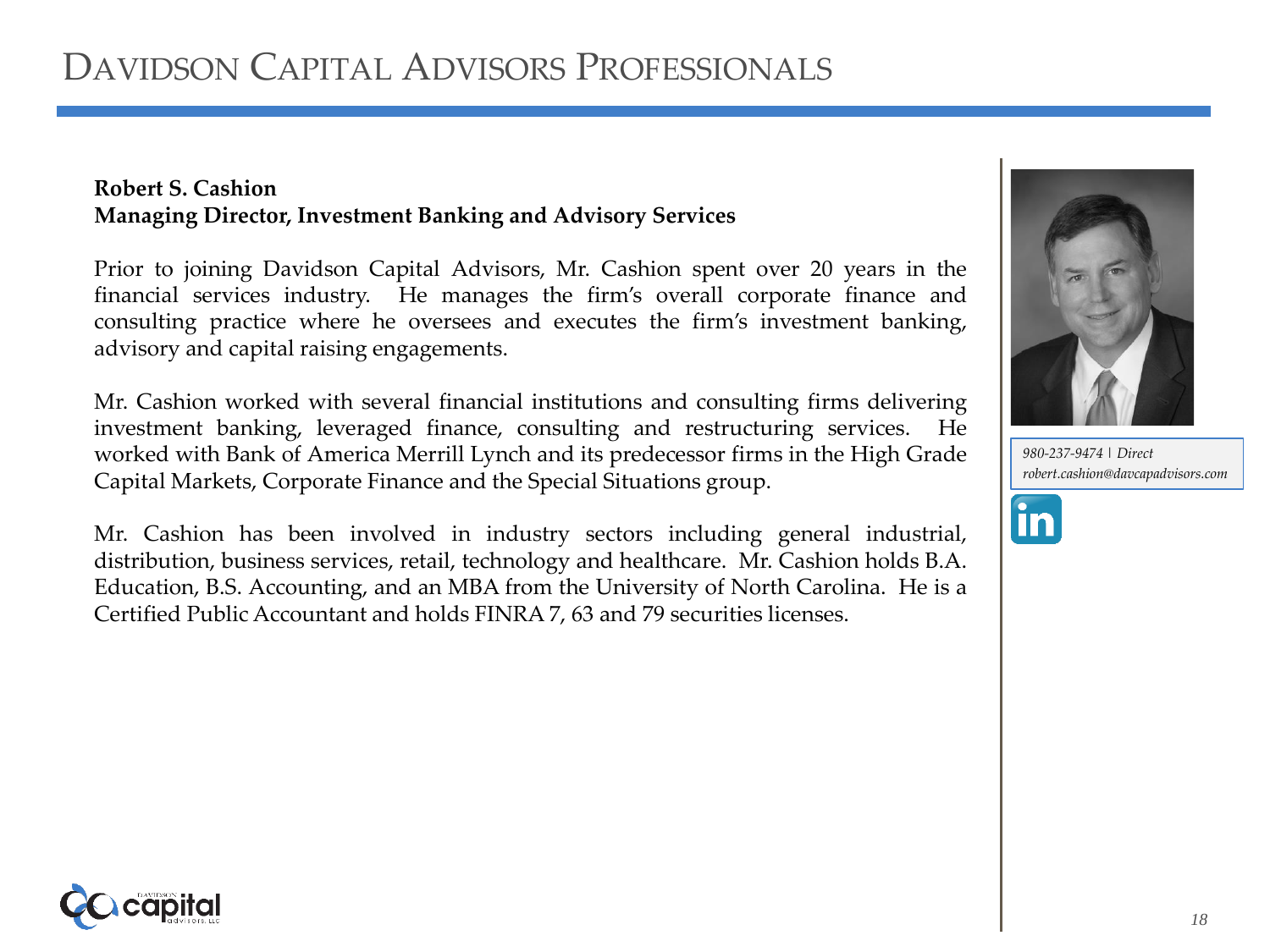# Davidson Capital Advisors Professionals

**Robert S. Cashion**
**Managing Director, Investment Banking and Advisory Services**

Prior to joining Davidson Capital Advisors, Mr. Cashion spent over 20 years in the financial services industry. He manages the firm's overall corporate finance and consulting practice where he oversees and executes the firm's investment banking, advisory and capital raising engagements.

Mr. Cashion worked with several financial institutions and consulting firms delivering investment banking, leveraged finance, consulting and restructuring services. He worked with Bank of America Merrill Lynch and its predecessor firms in the High Grade Capital Markets, Corporate Finance and the Special Situations group.

Mr. Cashion has been involved in industry sectors including general industrial, distribution, business services, retail, technology and healthcare. Mr. Cashion holds B.A. Education, B.S. Accounting, and an MBA from the University of North Carolina. He is a Certified Public Accountant and holds FINRA 7, 63 and 79 securities licenses.

*980-237-9474 | Direct*
*robert.cashion@davcapadvisors.com*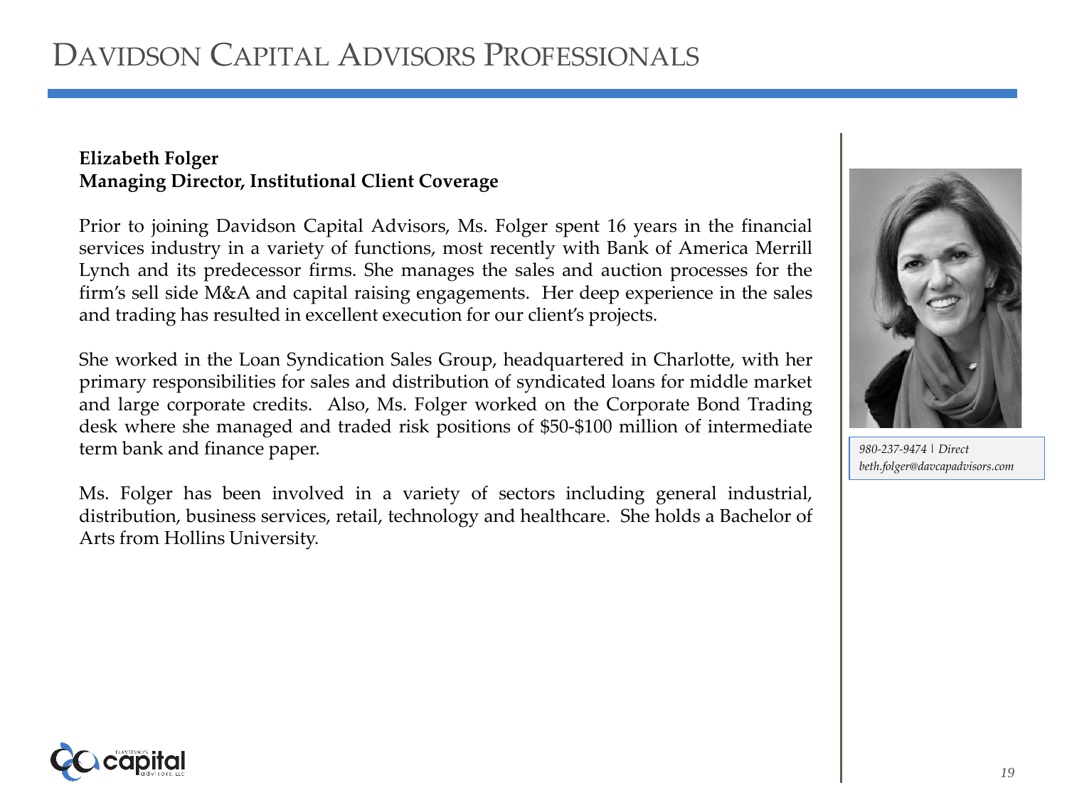# Davidson Capital Advisors Professionals

**Elizabeth Folger**
**Managing Director, Institutional Client Coverage**

Prior to joining Davidson Capital Advisors, Ms. Folger spent 16 years in the financial services industry in a variety of functions, most recently with Bank of America Merrill Lynch and its predecessor firms. She manages the sales and auction processes for the firm's sell side M&A and capital raising engagements. Her deep experience in the sales and trading has resulted in excellent execution for our client's projects.

She worked in the Loan Syndication Sales Group, headquartered in Charlotte, with her primary responsibilities for sales and distribution of syndicated loans for middle market and large corporate credits. Also, Ms. Folger worked on the Corporate Bond Trading desk where she managed and traded risk positions of $50-$100 million of intermediate term bank and finance paper.

Ms. Folger has been involved in a variety of sectors including general industrial, distribution, business services, retail, technology and healthcare. She holds a Bachelor of Arts from Hollins University.

*980-237-9474 | Direct*
*beth.folger@davcapadvisors.com*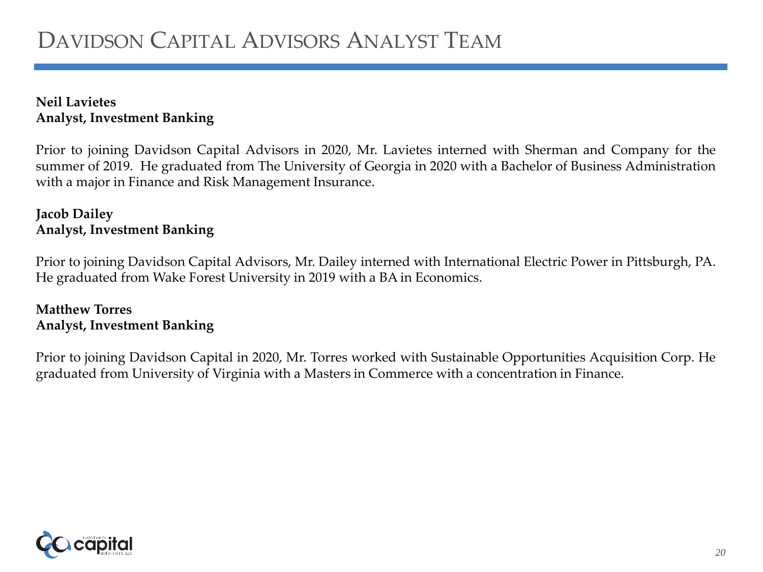# Davidson Capital Advisors Analyst Team

**Neil Lavietes**
**Analyst, Investment Banking**

Prior to joining Davidson Capital Advisors in 2020, Mr. Lavietes interned with Sherman and Company for the summer of 2019. He graduated from The University of Georgia in 2020 with a Bachelor of Business Administration with a major in Finance and Risk Management Insurance.

**Jacob Dailey**
**Analyst, Investment Banking**

Prior to joining Davidson Capital Advisors, Mr. Dailey interned with International Electric Power in Pittsburgh, PA. He graduated from Wake Forest University in 2019 with a BA in Economics.

**Matthew Torres**
**Analyst, Investment Banking**

Prior to joining Davidson Capital in 2020, Mr. Torres worked with Sustainable Opportunities Acquisition Corp. He graduated from University of Virginia with a Masters in Commerce with a concentration in Finance.